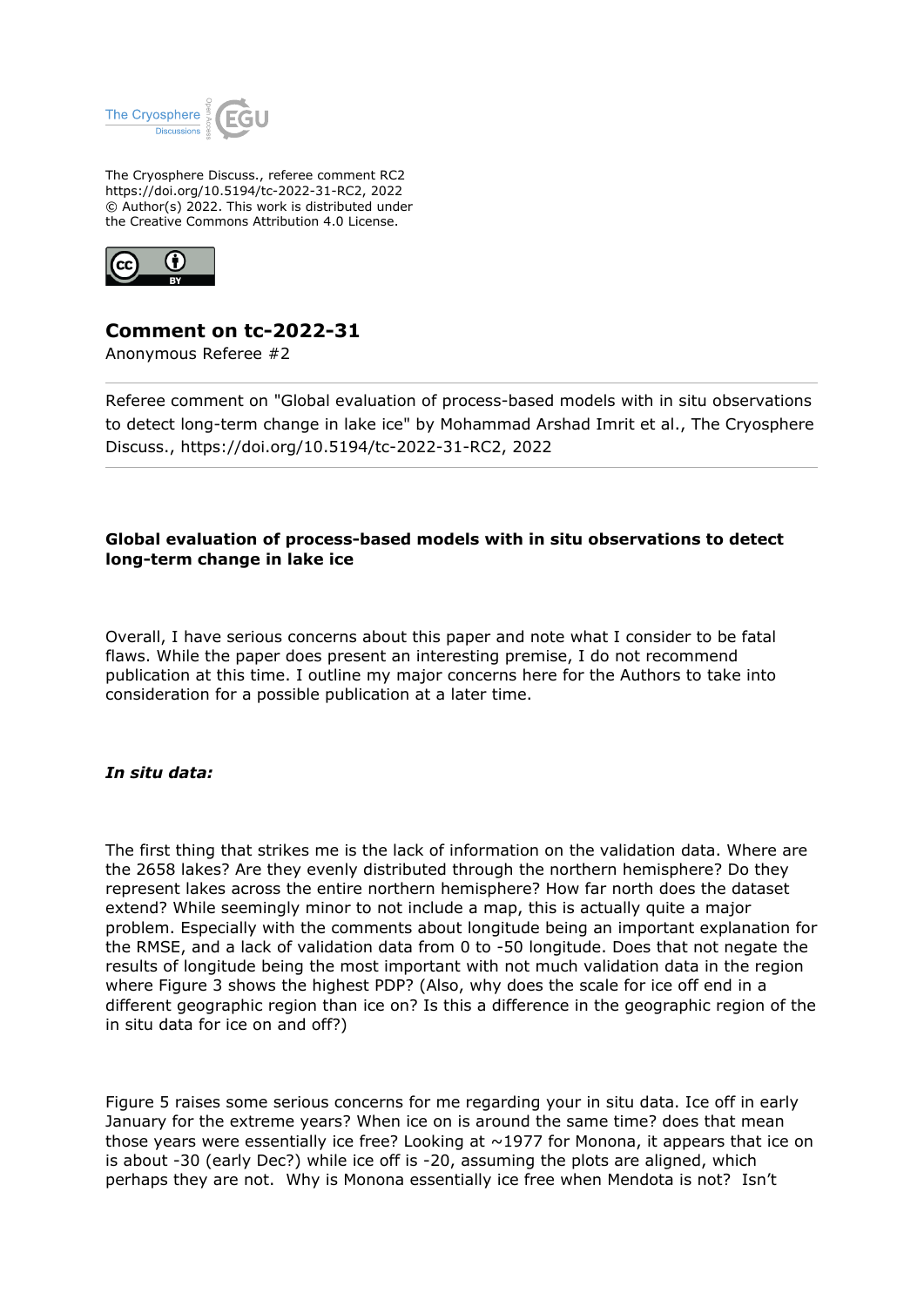The Cryosphere Discuss., referee comment RC2
https://doi.org/10.5194/tc-2022-31-RC2, 2022
© Author(s) 2022. This work is distributed under
the Creative Commons Attribution 4.0 License.

# Comment on tc-2022-31

Anonymous Referee #2

Referee comment on "Global evaluation of process-based models with in situ observations to detect long-term change in lake ice" by Mohammad Arshad Imrit et al., The Cryosphere Discuss., https://doi.org/10.5194/tc-2022-31-RC2, 2022

---

**Global evaluation of process-based models with in situ observations to detect long-term change in lake ice**

Overall, I have serious concerns about this paper and note what I consider to be fatal flaws. While the paper does present an interesting premise, I do not recommend publication at this time. I outline my major concerns here for the Authors to take into consideration for a possible publication at a later time.

***In situ data:***

The first thing that strikes me is the lack of information on the validation data. Where are the 2658 lakes? Are they evenly distributed through the northern hemisphere? Do they represent lakes across the entire northern hemisphere? How far north does the dataset extend? While seemingly minor to not include a map, this is actually quite a major problem. Especially with the comments about longitude being an important explanation for the RMSE, and a lack of validation data from 0 to -50 longitude. Does that not negate the results of longitude being the most important with not much validation data in the region where Figure 3 shows the highest PDP? (Also, why does the scale for ice off end in a different geographic region than ice on? Is this a difference in the geographic region of the in situ data for ice on and off?)

Figure 5 raises some serious concerns for me regarding your in situ data. Ice off in early January for the extreme years? When ice on is around the same time? does that mean those years were essentially ice free? Looking at ~1977 for Monona, it appears that ice on is about -30 (early Dec?) while ice off is -20, assuming the plots are aligned, which perhaps they are not. Why is Monona essentially ice free when Mendota is not? Isn't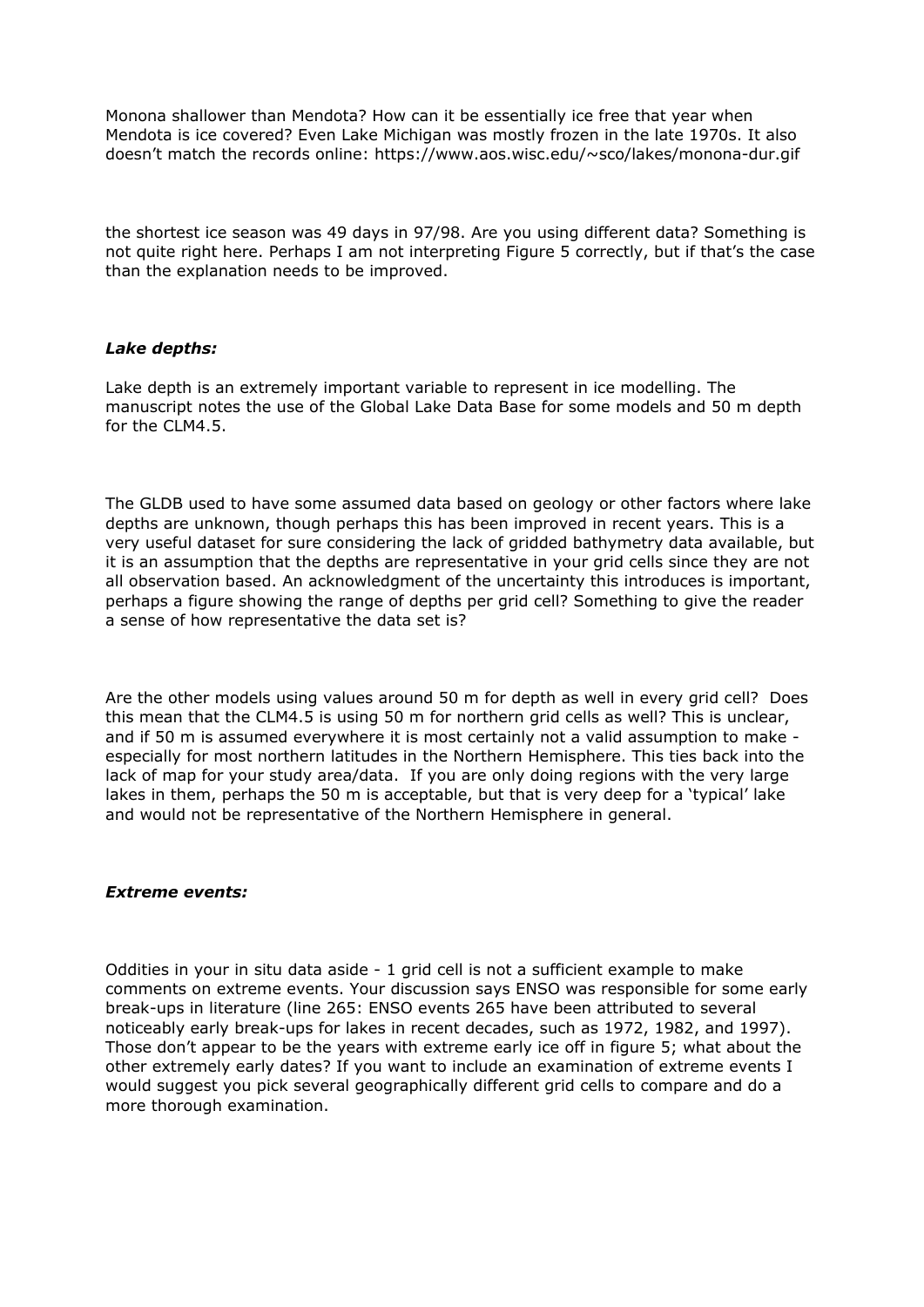Monona shallower than Mendota? How can it be essentially ice free that year when Mendota is ice covered? Even Lake Michigan was mostly frozen in the late 1970s. It also doesn't match the records online: https://www.aos.wisc.edu/~sco/lakes/monona-dur.gif

the shortest ice season was 49 days in 97/98. Are you using different data? Something is not quite right here. Perhaps I am not interpreting Figure 5 correctly, but if that's the case than the explanation needs to be improved.

### *Lake depths:*

Lake depth is an extremely important variable to represent in ice modelling. The manuscript notes the use of the Global Lake Data Base for some models and 50 m depth for the CLM4.5.

The GLDB used to have some assumed data based on geology or other factors where lake depths are unknown, though perhaps this has been improved in recent years. This is a very useful dataset for sure considering the lack of gridded bathymetry data available, but it is an assumption that the depths are representative in your grid cells since they are not all observation based. An acknowledgment of the uncertainty this introduces is important, perhaps a figure showing the range of depths per grid cell? Something to give the reader a sense of how representative the data set is?

Are the other models using values around 50 m for depth as well in every grid cell? Does this mean that the CLM4.5 is using 50 m for northern grid cells as well? This is unclear, and if 50 m is assumed everywhere it is most certainly not a valid assumption to make - especially for most northern latitudes in the Northern Hemisphere. This ties back into the lack of map for your study area/data. If you are only doing regions with the very large lakes in them, perhaps the 50 m is acceptable, but that is very deep for a 'typical' lake and would not be representative of the Northern Hemisphere in general.

### *Extreme events:*

Oddities in your in situ data aside - 1 grid cell is not a sufficient example to make comments on extreme events. Your discussion says ENSO was responsible for some early break-ups in literature (line 265: ENSO events 265 have been attributed to several noticeably early break-ups for lakes in recent decades, such as 1972, 1982, and 1997). Those don't appear to be the years with extreme early ice off in figure 5; what about the other extremely early dates? If you want to include an examination of extreme events I would suggest you pick several geographically different grid cells to compare and do a more thorough examination.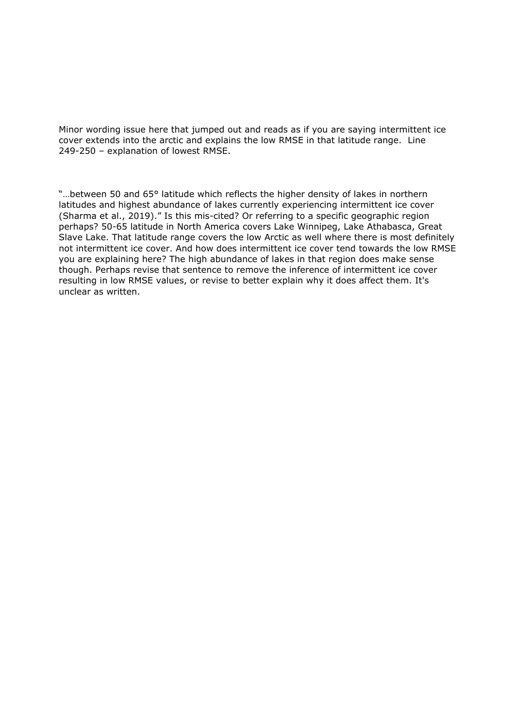Minor wording issue here that jumped out and reads as if you are saying intermittent ice cover extends into the arctic and explains the low RMSE in that latitude range. Line 249-250 – explanation of lowest RMSE.

"…between 50 and 65° latitude which reflects the higher density of lakes in northern latitudes and highest abundance of lakes currently experiencing intermittent ice cover (Sharma et al., 2019)." Is this mis-cited? Or referring to a specific geographic region perhaps? 50-65 latitude in North America covers Lake Winnipeg, Lake Athabasca, Great Slave Lake. That latitude range covers the low Arctic as well where there is most definitely not intermittent ice cover. And how does intermittent ice cover tend towards the low RMSE you are explaining here? The high abundance of lakes in that region does make sense though. Perhaps revise that sentence to remove the inference of intermittent ice cover resulting in low RMSE values, or revise to better explain why it does affect them. It's unclear as written.